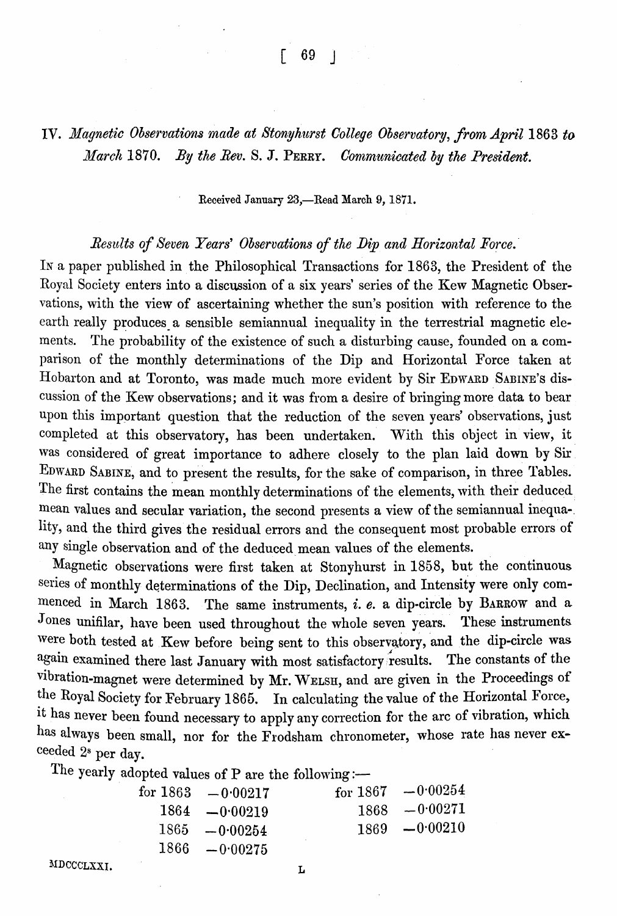# IV. *Magnetic Observations made at Stonyhurst College Observatory, from April* 1863 *to March* 1870. *By the Rev.* S. J. PERRY. *Communicated by the President.*

Received January 23,—Read March 9, 1871.

## *Results of Seven Years' Observations of the Dip and Horizontal Force.*

IN a paper published in the Philosophical Transactions for 1863, the President of the Royal Society enters into a discussion of a six years' series of the Kew Magnetic Observations, with the view of ascertaining whether the sun's position with reference to the earth really produces a sensible semiannual inequality in the terrestrial magnetic elements. The probability of the existence of such a disturbing cause, founded on a comparison of the monthly determinations of the Dip and Horizontal Force taken at Hobarton and at Toronto, was made much more evident by Sir EDWARD SABINE'S discussion of the Kew observations; and it was from a desire of bringing more data to bear upon this important question that the reduction of the seven years' observations, just completed at this observatory, has been undertaken. With this object in view, it was considered of great importance to adhere closely to the plan laid down by Sir EDWARD SABINE, and to present the results, for the sake of comparison, in three Tables. The first contains the mean monthly determinations of the elements, with their deduced mean values and secular variation, the second presents a view of the semiannual inequality, and the third gives the residual errors and the consequent most probable errors of any single observation and of the deduced mean values of the elements.

Magnetic observations were first taken at Stonyhurst in 1858, but the continuous series of monthly determinations of the Dip, Declination, and Intensity were only commenced in March 1863. The same instruments, *i. e.* a dip-circle by BARROW and a Jones unifilar, have been used throughout the whole seven years. These instruments were both tested at Kew before being sent to this observatory, and the dip-circle was again examined there last January with most satisfactory results. The constants of the vibration-magnet were determined by Mr. WELSH, and are given in the Proceedings of the Royal Society for February 1865. In calculating the value of the Horizontal Force, it has never been found necessary to apply any correction for the arc of vibration, which has always been small, nor for the Frodsham chronometer, whose rate has never exceeded $2^s$ per day.

The yearly adopted values of P are the following:—

| | | | |
|---|---|---|---|
| for 1863 | $-0{\cdot}00217$ | for 1867 | $-0{\cdot}00254$ |
| 1864 | $-0{\cdot}00219$ | 1868 | $-0{\cdot}00271$ |
| 1865 | $-0{\cdot}00254$ | 1869 | $-0{\cdot}00210$ |
| 1866 | $-0{\cdot}00275$ | | |

MDCCCLXXI. L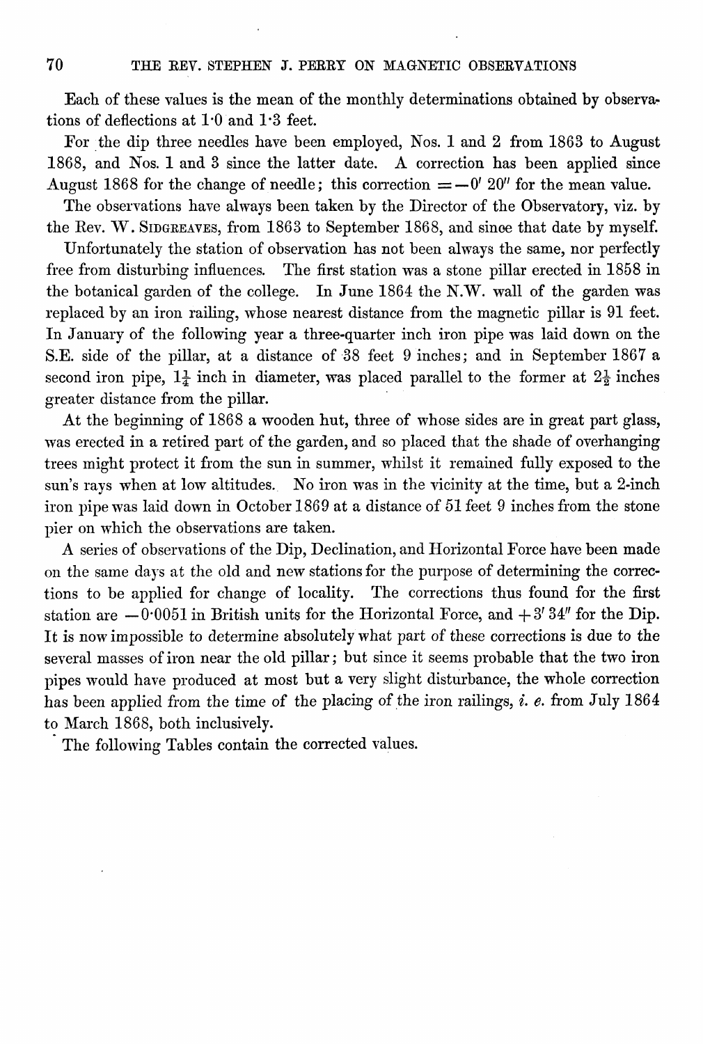Each of these values is the mean of the monthly determinations obtained by observations of deflections at 1·0 and 1·3 feet.

For the dip three needles have been employed, Nos. 1 and 2 from 1863 to August 1868, and Nos. 1 and 3 since the latter date. A correction has been applied since August 1868 for the change of needle; this correction $= -0' \ 20''$ for the mean value.

The observations have always been taken by the Director of the Observatory, viz. by the Rev. W. SIDGREAVES, from 1863 to September 1868, and since that date by myself.

Unfortunately the station of observation has not been always the same, nor perfectly free from disturbing influences. The first station was a stone pillar erected in 1858 in the botanical garden of the college. In June 1864 the N.W. wall of the garden was replaced by an iron railing, whose nearest distance from the magnetic pillar is 91 feet. In January of the following year a three-quarter inch iron pipe was laid down on the S.E. side of the pillar, at a distance of 38 feet 9 inches; and in September 1867 a second iron pipe, $1\frac{1}{4}$ inch in diameter, was placed parallel to the former at $2\frac{1}{2}$ inches greater distance from the pillar.

At the beginning of 1868 a wooden hut, three of whose sides are in great part glass, was erected in a retired part of the garden, and so placed that the shade of overhanging trees might protect it from the sun in summer, whilst it remained fully exposed to the sun's rays when at low altitudes. No iron was in the vicinity at the time, but a 2-inch iron pipe was laid down in October 1869 at a distance of 51 feet 9 inches from the stone pier on which the observations are taken.

A series of observations of the Dip, Declination, and Horizontal Force have been made on the same days at the old and new stations for the purpose of determining the corrections to be applied for change of locality. The corrections thus found for the first station are $-0{\cdot}0051$ in British units for the Horizontal Force, and $+3' \ 34''$ for the Dip. It is now impossible to determine absolutely what part of these corrections is due to the several masses of iron near the old pillar; but since it seems probable that the two iron pipes would have produced at most but a very slight disturbance, the whole correction has been applied from the time of the placing of the iron railings, *i. e.* from July 1864 to March 1868, both inclusively.

The following Tables contain the corrected values.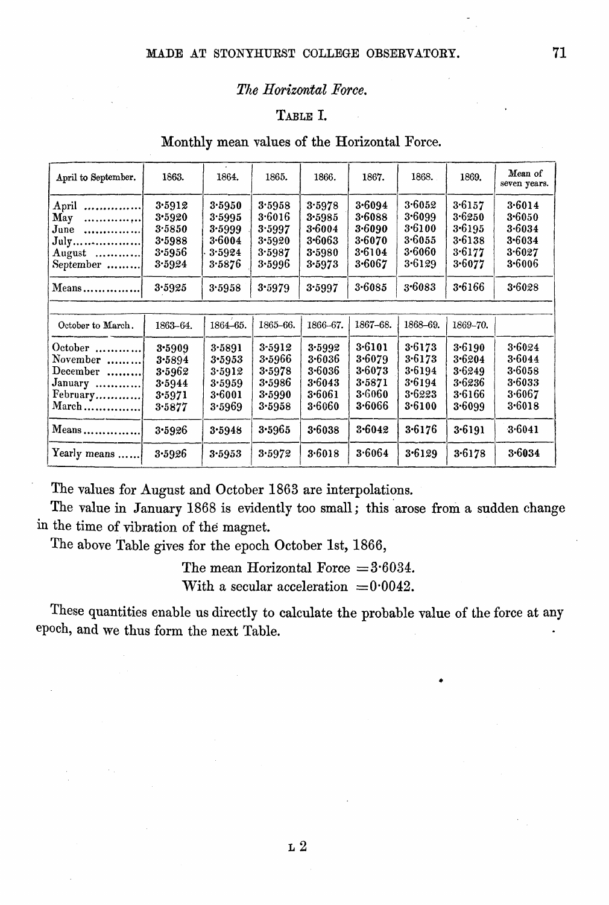*The Horizontal Force.*

TABLE I.

Monthly mean values of the Horizontal Force.

| April to September. | 1863. | 1864. | 1865. | 1866. | 1867. | 1868. | 1869. | Mean of seven years. |
|---|---|---|---|---|---|---|---|---|
| April | 3·5912 | 3·5950 | 3·5958 | 3·5978 | 3·6094 | 3·6052 | 3·6157 | 3·6014 |
| May | 3·5920 | 3·5995 | 3·6016 | 3·5985 | 3·6088 | 3·6099 | 3·6250 | 3·6050 |
| June | 3·5850 | 3·5999 | 3·5997 | 3·6004 | 3·6090 | 3·6100 | 3·6195 | 3·6034 |
| July | 3·5988 | 3·6004 | 3·5920 | 3·6063 | 3·6070 | 3·6055 | 3·6138 | 3·6034 |
| August | 3·5956 | 3·5924 | 3·5987 | 3·5980 | 3·6104 | 3·6060 | 3·6177 | 3·6027 |
| September | 3·5924 | 3·5876 | 3·5996 | 3·5973 | 3·6067 | 3·6129 | 3·6077 | 3·6006 |
| Means | 3·5925 | 3·5958 | 3·5979 | 3·5997 | 3·6085 | 3·6083 | 3·6166 | 3·6028 |
| **October to March.** | **1863–64.** | **1864–65.** | **1865–66.** | **1866–67.** | **1867–68.** | **1868–69.** | **1869–70.** | |
| October | 3·5909 | 3·5891 | 3·5912 | 3·5992 | 3·6101 | 3·6173 | 3·6190 | 3·6024 |
| November | 3·5894 | 3·5953 | 3·5966 | 3·6036 | 3·6079 | 3·6173 | 3·6204 | 3·6044 |
| December | 3·5962 | 3·5912 | 3·5978 | 3·6036 | 3·6073 | 3·6194 | 3·6249 | 3·6058 |
| January | 3·5944 | 3·5959 | 3·5986 | 3·6043 | 3·5871 | 3·6194 | 3·6236 | 3·6033 |
| February | 3·5971 | 3·6001 | 3·5990 | 3·6061 | 3·6060 | 3·6223 | 3·6166 | 3·6067 |
| March | 3·5877 | 3·5969 | 3·5958 | 3·6060 | 3·6066 | 3·6100 | 3·6099 | 3·6018 |
| Means | 3·5926 | 3·5948 | 3·5965 | 3·6038 | 3·6042 | 3·6176 | 3·6191 | 3·6041 |
| Yearly means | 3·5926 | 3·5953 | 3·5972 | 3·6018 | 3·6064 | 3·6129 | 3·6178 | 3·6034 |

The values for August and October 1863 are interpolations.

The value in January 1868 is evidently too small; this arose from a sudden change in the time of vibration of the magnet.

The above Table gives for the epoch October 1st, 1866,

The mean Horizontal Force $=3{\cdot}6034$.
With a secular acceleration $=0{\cdot}0042$.

These quantities enable us directly to calculate the probable value of the force at any epoch, and we thus form the next Table.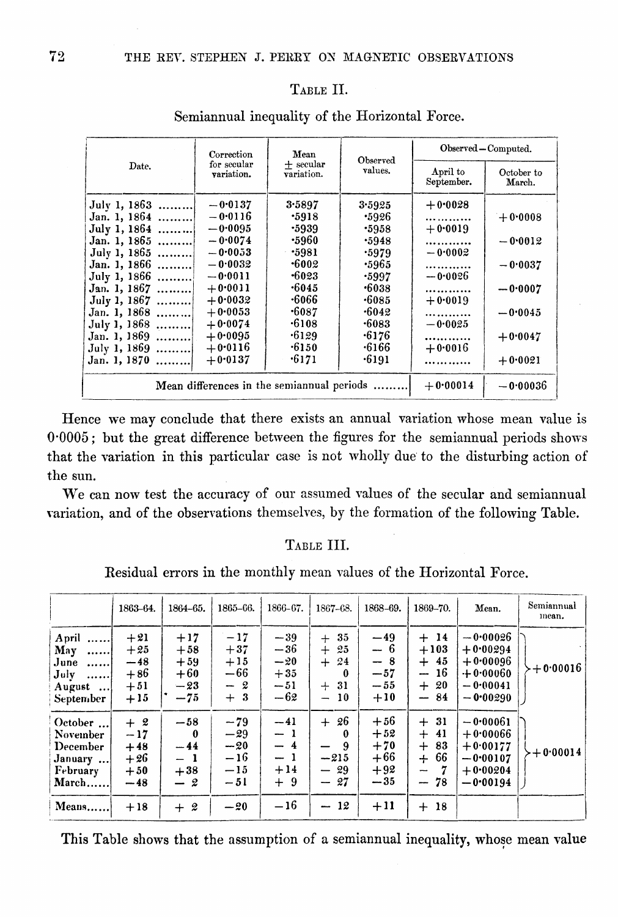TABLE II.

Semiannual inequality of the Horizontal Force.

| Date. | Correction for secular variation. | Mean ± secular variation. | Observed values. | Observed − Computed. | |
|---|---|---|---|---|---|
| | | | | April to September. | October to March. |
| July 1, 1863 ......... | −0·0137 | 3·5897 | 3·5925 | +0·0028 | |
| Jan. 1, 1864 ......... | −0·0116 | ·5918 | ·5926 | ........... | +0·0008 |
| July 1, 1864 ......... | −0·0095 | ·5939 | ·5958 | +0·0019 | |
| Jan. 1, 1865 ......... | −0·0074 | ·5960 | ·5948 | ........... | −0·0012 |
| July 1, 1865 ......... | −0·0053 | ·5981 | ·5979 | −0·0002 | |
| Jan. 1, 1866 ......... | −0·0032 | ·6002 | ·5965 | ........... | −0·0037 |
| July 1, 1866 ......... | −0·0011 | ·6023 | ·5997 | −0·0026 | |
| Jan. 1, 1867 ......... | +0·0011 | ·6045 | ·6038 | ........... | −0·0007 |
| July 1, 1867 ......... | +0·0032 | ·6066 | ·6085 | +0·0019 | |
| Jan. 1, 1868 ......... | +0·0053 | ·6087 | ·6042 | ........... | −0·0045 |
| July 1, 1868 ......... | +0·0074 | ·6108 | ·6083 | −0·0025 | |
| Jan. 1, 1869 ......... | +0·0095 | ·6129 | ·6176 | ........... | +0·0047 |
| July 1, 1869 ......... | +0·0116 | ·6150 | ·6166 | +0·0016 | |
| Jan. 1, 1870 ......... | +0·0137 | ·6171 | ·6191 | ........... | +0·0021 |
| Mean differences in the semiannual periods ......... | | | | +0·00014 | −0·00036 |

Hence we may conclude that there exists an annual variation whose mean value is 0·0005; but the great difference between the figures for the semiannual periods shows that the variation in this particular case is not wholly due to the disturbing action of the sun.

We can now test the accuracy of our assumed values of the secular and semiannual variation, and of the observations themselves, by the formation of the following Table.

TABLE III.

Residual errors in the monthly mean values of the Horizontal Force.

| | 1863–64. | 1864–65. | 1865–66. | 1866–67. | 1867–68. | 1868–69. | 1869–70. | Mean. | Semiannual mean. |
|---|---|---|---|---|---|---|---|---|---|
| April ...... | +21 | +17 | −17 | −39 | + 35 | −49 | + 14 | −0·00026 | |
| May ...... | +25 | +58 | +37 | −36 | + 25 | − 6 | +103 | +0·00294 | |
| June ...... | −48 | +59 | +15 | −20 | + 24 | − 8 | + 45 | +0·00096 | +0·00016 |
| July ...... | +86 | +60 | −66 | +35 | 0 | −57 | − 16 | +0·00060 | |
| August ... | +51 | −23 | − 2 | −51 | + 31 | −55 | + 20 | −0·00041 | |
| September | +15 | −75 | + 3 | −62 | − 10 | +10 | − 84 | −0·00290 | |
| October ... | + 2 | −58 | −79 | −41 | + 26 | +56 | + 31 | −0·00061 | |
| November | −17 | 0 | −29 | − 1 | 0 | +52 | + 41 | +0·00066 | |
| December | +48 | −44 | −20 | − 4 | − 9 | +70 | + 83 | +0·00177 | +0·00014 |
| January ... | +26 | − 1 | −16 | − 1 | −215 | +66 | + 66 | −0·00107 | |
| February | +50 | +38 | −15 | +14 | − 29 | +92 | − 7 | +0·00204 | |
| March...... | −48 | − 2 | −51 | + 9 | − 27 | −35 | − 78 | −0·00194 | |
| Means...... | +18 | + 2 | −20 | −16 | − 12 | +11 | + 18 | | |

This Table shows that the assumption of a semiannual inequality, whose mean value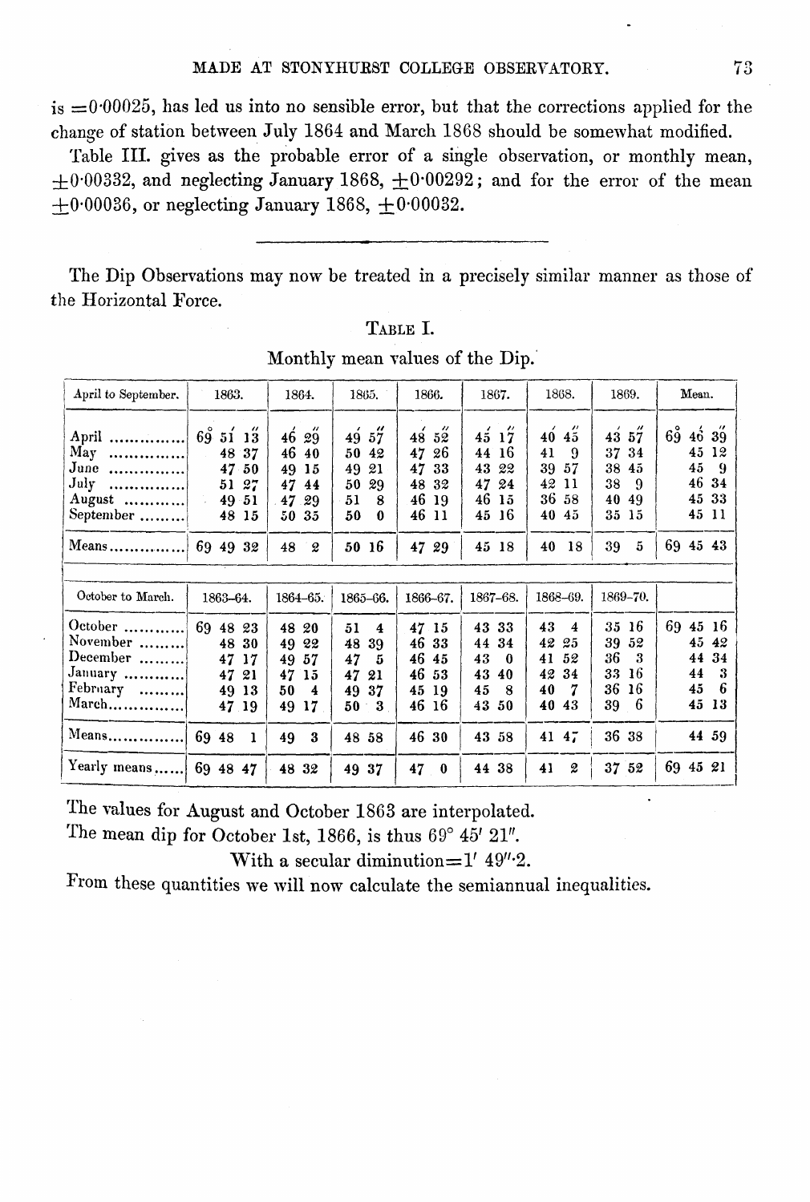is $=0\cdot00025$, has led us into no sensible error, but that the corrections applied for the change of station between July 1864 and March 1868 should be somewhat modified.

Table III. gives as the probable error of a single observation, or monthly mean, $\pm0\cdot00332$, and neglecting January 1868, $\pm0\cdot00292$; and for the error of the mean $\pm0\cdot00036$, or neglecting January 1868, $\pm0\cdot00032$.

---

The Dip Observations may now be treated in a precisely similar manner as those of the Horizontal Force.

TABLE I.

Monthly mean values of the Dip.

| April to September. | 1863. | 1864. | 1865. | 1866. | 1867. | 1868. | 1869. | Mean. |
|---|---|---|---|---|---|---|---|---|
| | ° ′ ″ | ′ ″ | ′ ″ | ′ ″ | ′ ″ | ′ ″ | ′ ″ | ° ′ ″ |
| April | 69 51 13 | 46 29 | 49 57 | 48 52 | 45 17 | 40 45 | 43 57 | 69 46 39 |
| May | 48 37 | 46 40 | 50 42 | 47 26 | 44 16 | 41 9 | 37 34 | 45 12 |
| June | 47 50 | 49 15 | 49 21 | 47 33 | 43 22 | 39 57 | 38 45 | 45 9 |
| July | 51 27 | 47 44 | 50 29 | 48 32 | 47 24 | 42 11 | 38 9 | 46 34 |
| August | 49 51 | 47 29 | 51 8 | 46 19 | 46 15 | 36 58 | 40 49 | 45 33 |
| September | 48 15 | 50 35 | 50 0 | 46 11 | 45 16 | 40 45 | 35 15 | 45 11 |
| Means | 69 49 32 | 48 2 | 50 16 | 47 29 | 45 18 | 40 18 | 39 5 | 69 45 43 |
| **October to March.** | **1863–64.** | **1864–65.** | **1865–66.** | **1866–67.** | **1867–68.** | **1868–69.** | **1869–70.** | |
| October | 69 48 23 | 48 20 | 51 4 | 47 15 | 43 33 | 43 4 | 35 16 | 69 45 16 |
| November | 48 30 | 49 22 | 48 39 | 46 33 | 44 34 | 42 25 | 39 52 | 45 42 |
| December | 47 17 | 49 57 | 47 5 | 46 45 | 43 0 | 41 52 | 36 3 | 44 34 |
| January | 47 21 | 47 15 | 47 21 | 46 53 | 43 40 | 42 34 | 33 16 | 44 3 |
| February | 49 13 | 50 4 | 49 37 | 45 19 | 45 8 | 40 7 | 36 16 | 45 6 |
| March | 47 19 | 49 17 | 50 3 | 46 16 | 43 50 | 40 43 | 39 6 | 45 13 |
| Means | 69 48 1 | 49 3 | 48 58 | 46 30 | 43 58 | 41 47 | 36 38 | 44 59 |
| Yearly means | 69 48 47 | 48 32 | 49 37 | 47 0 | 44 38 | 41 2 | 37 52 | 69 45 21 |

The values for August and October 1863 are interpolated.

The mean dip for October 1st, 1866, is thus 69° 45′ 21″.

With a secular diminution$=1'$ $49''\cdot2$.

From these quantities we will now calculate the semiannual inequalities.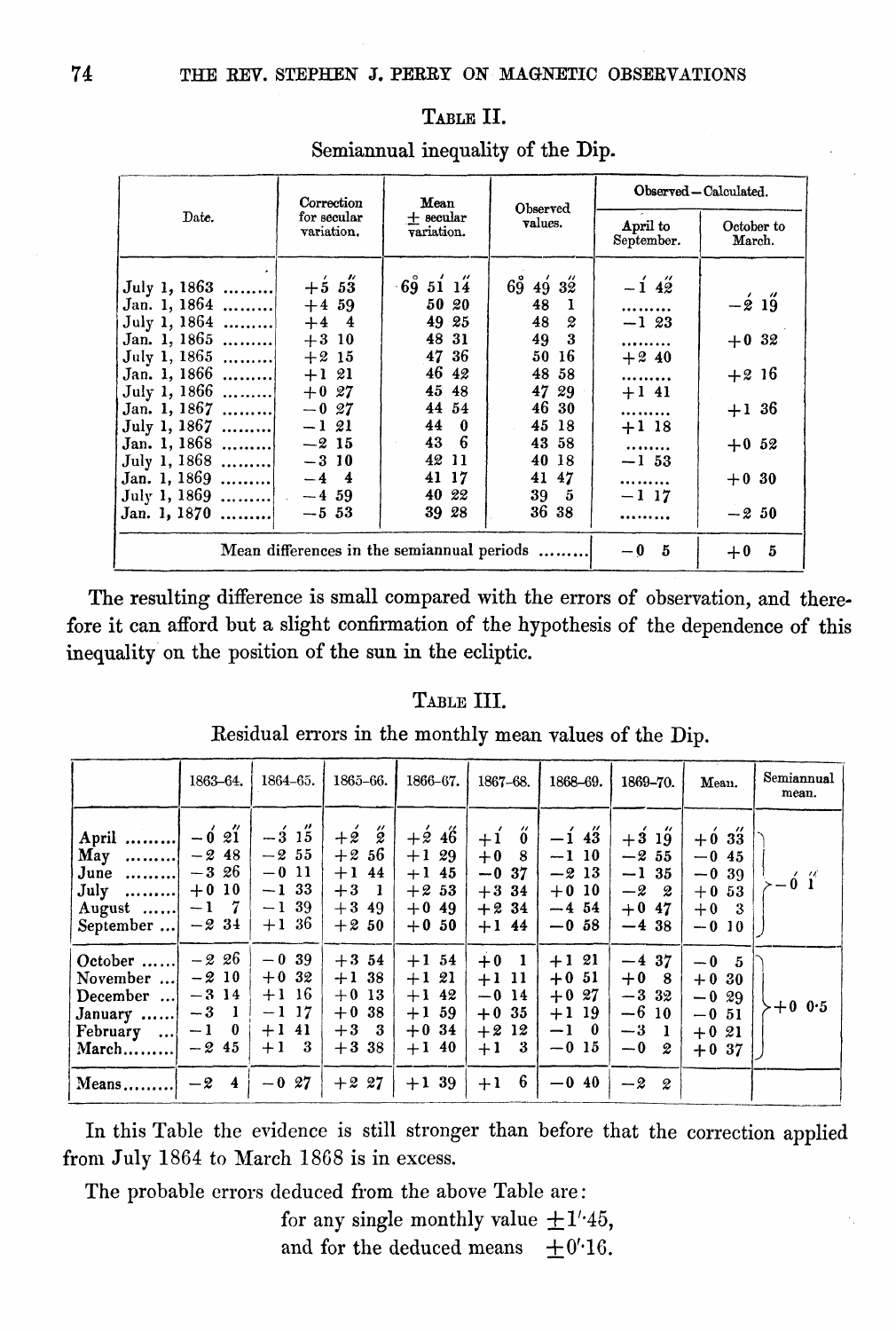## TABLE II.

### Semiannual inequality of the Dip.

| Date. | Correction for secular variation. | Mean ± secular variation. | Observed values. | Observed – Calculated. April to September. | Observed – Calculated. October to March. |
|---|---|---|---|---|---|
| July 1, 1863 ......... | +5′ 53″ | 69° 51′ 14″ | 69° 49′ 32″ | −1′ 42″ | |
| Jan. 1, 1864 ......... | +4 59 | 50 20 | 48 1 | ......... | −2′ 19″ |
| July 1, 1864 ......... | +4 4 | 49 25 | 48 2 | −1 23 | |
| Jan. 1, 1865 ......... | +3 10 | 48 31 | 49 3 | ......... | +0 32 |
| July 1, 1865 ......... | +2 15 | 47 36 | 50 16 | +2 40 | |
| Jan. 1, 1866 ......... | +1 21 | 46 42 | 48 58 | ......... | +2 16 |
| July 1, 1866 ......... | +0 27 | 45 48 | 47 29 | +1 41 | |
| Jan. 1, 1867 ......... | −0 27 | 44 54 | 46 30 | ......... | +1 36 |
| July 1, 1867 ......... | −1 21 | 44 0 | 45 18 | +1 18 | |
| Jan. 1, 1868 ......... | −2 15 | 43 6 | 43 58 | ........ | +0 52 |
| July 1, 1868 ......... | −3 10 | 42 11 | 40 18 | −1 53 | |
| Jan. 1, 1869 ......... | −4 4 | 41 17 | 41 47 | ......... | +0 30 |
| July 1, 1869 ......... | −4 59 | 40 22 | 39 5 | −1 17 | |
| Jan. 1, 1870 ......... | −5 53 | 39 28 | 36 38 | ......... | −2 50 |
| Mean differences in the semiannual periods ......... | | | | −0 5 | +0 5 |

The resulting difference is small compared with the errors of observation, and therefore it can afford but a slight confirmation of the hypothesis of the dependence of this inequality on the position of the sun in the ecliptic.

## TABLE III.

### Residual errors in the monthly mean values of the Dip.

| | 1863-64. | 1864-65. | 1865-66. | 1866-67. | 1867-68. | 1868-69. | 1869-70. | Mean. | Semiannual mean. |
|---|---|---|---|---|---|---|---|---|---|
| April ......... | −0′ 21″ | −3′ 15″ | +2′ 2″ | +2′ 46″ | +1′ 0″ | −1′ 43″ | +3′ 19″ | +0′ 33″ | −0′ 1″ |
| May ......... | −2 48 | −2 55 | +2 56 | +1 29 | +0 8 | −1 10 | −2 55 | −0 45 | |
| June ......... | −3 26 | −0 11 | +1 44 | +1 45 | −0 37 | −2 13 | −1 35 | −0 39 | |
| July ......... | +0 10 | −1 33 | +3 1 | +2 53 | +3 34 | +0 10 | −2 2 | +0 53 | |
| August ...... | −1 7 | −1 39 | +3 49 | +0 49 | +2 34 | −4 54 | +0 47 | +0 3 | |
| September ... | −2 34 | +1 36 | +2 50 | +0 50 | +1 44 | −0 58 | −4 38 | −0 10 | |
| October ...... | −2 26 | −0 39 | +3 54 | +1 54 | +0 1 | +1 21 | −4 37 | −0 5 | +0 0·5 |
| November ... | −2 10 | +0 32 | +1 38 | +1 21 | +1 11 | +0 51 | +0 8 | +0 30 | |
| December ... | −3 14 | +1 16 | +0 13 | +1 42 | −0 14 | +0 27 | −3 32 | −0 29 | |
| January ...... | −3 1 | −1 17 | +0 38 | +1 59 | +0 35 | +1 19 | −6 10 | −0 51 | |
| February ... | −1 0 | +1 41 | +3 3 | +0 34 | +2 12 | −1 0 | −3 1 | +0 21 | |
| March......... | −2 45 | +1 3 | +3 38 | +1 40 | +1 3 | −0 15 | −0 2 | +0 37 | |
| Means......... | −2 4 | −0 27 | +2 27 | +1 39 | +1 6 | −0 40 | −2 2 | | |

In this Table the evidence is still stronger than before that the correction applied from July 1864 to March 1868 is in excess.

The probable errors deduced from the above Table are:

for any single monthly value ±1′·45,

and for the deduced means ±0′·16.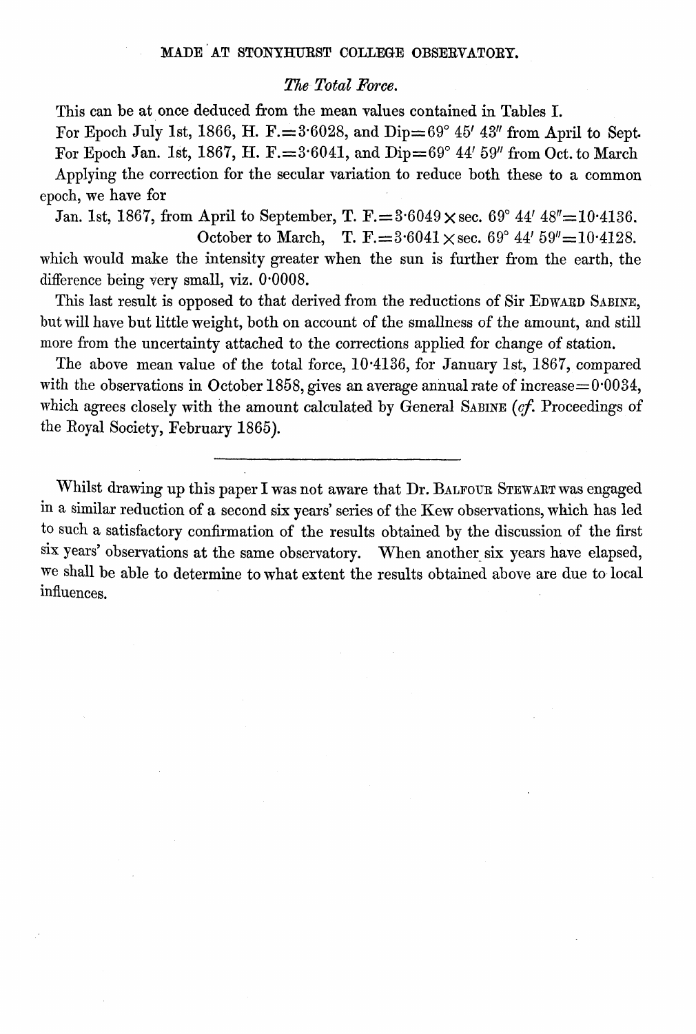### *The Total Force.*

This can be at once deduced from the mean values contained in Tables I.

For Epoch July 1st, 1866, H. F.=3·6028, and Dip=69° 45′ 43″ from April to Sept.

For Epoch Jan. 1st, 1867, H. F.=3·6041, and Dip=69° 44′ 59″ from Oct. to March

Applying the correction for the secular variation to reduce both these to a common epoch, we have for

Jan. 1st, 1867, from April to September, T. F.=3·6049 × sec. 69° 44′ 48″=10·4136.

October to March, T. F.=3·6041 × sec. 69° 44′ 59″=10·4128.

which would make the intensity greater when the sun is further from the earth, the difference being very small, viz. 0·0008.

This last result is opposed to that derived from the reductions of Sir EDWARD SABINE, but will have but little weight, both on account of the smallness of the amount, and still more from the uncertainty attached to the corrections applied for change of station.

The above mean value of the total force, 10·4136, for January 1st, 1867, compared with the observations in October 1858, gives an average annual rate of increase=0·0034, which agrees closely with the amount calculated by General SABINE (*cf.* Proceedings of the Royal Society, February 1865).

---

Whilst drawing up this paper I was not aware that Dr. BALFOUR STEWART was engaged in a similar reduction of a second six years' series of the Kew observations, which has led to such a satisfactory confirmation of the results obtained by the discussion of the first six years' observations at the same observatory. When another six years have elapsed, we shall be able to determine to what extent the results obtained above are due to local influences.